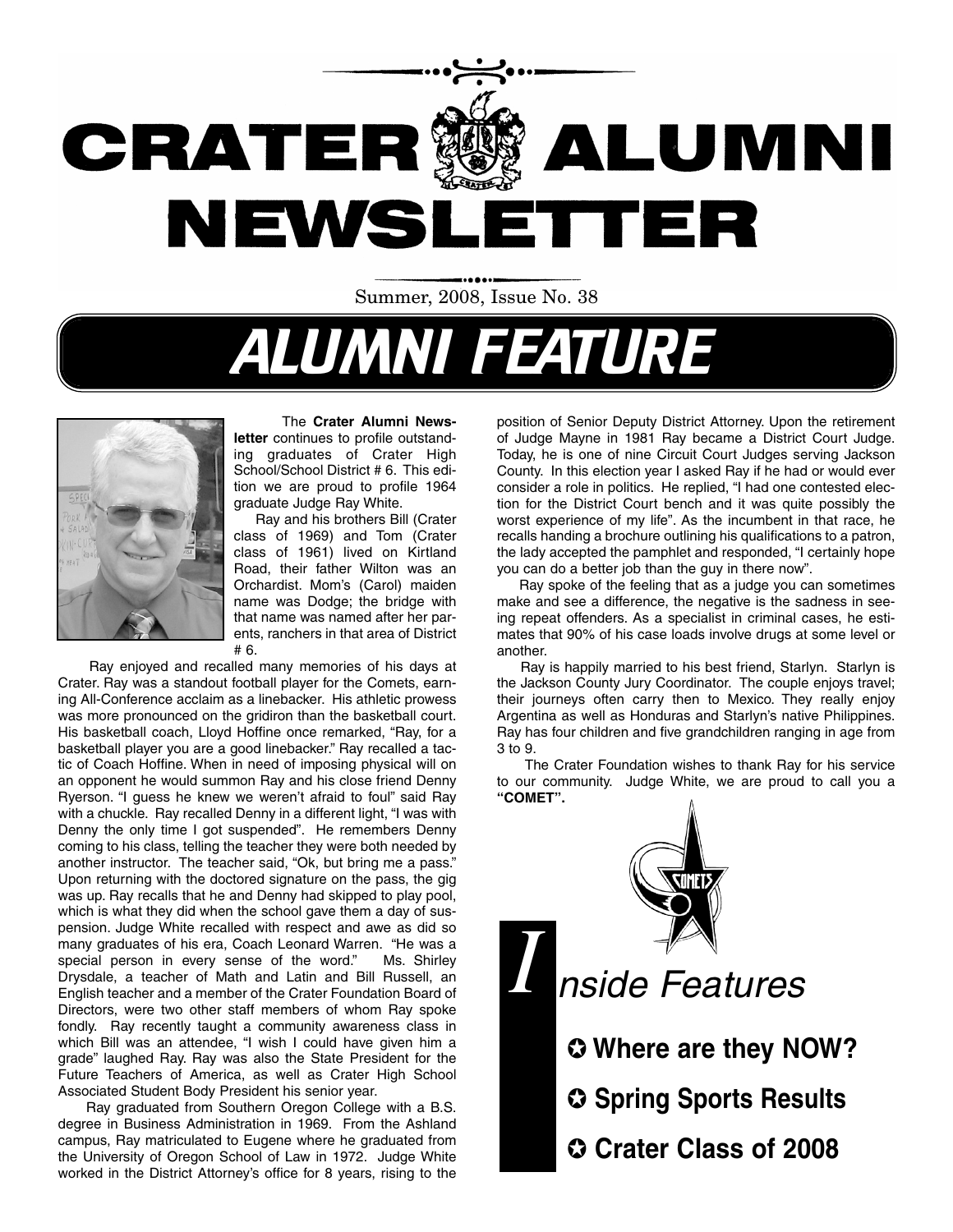# CRATER ALUMNI NEWSLETTER

Summer, 2008, Issue No. 38

## ALUMNI FEATURE

The **Crater Alumni Newsletter** continues to profile outstanding graduates of Crater High School/School District # 6. This edition we are proud to profile 1964 graduate Judge Ray White.

Ray and his brothers Bill (Crater class of 1969) and Tom (Crater class of 1961) lived on Kirtland Road, their father Wilton was an Orchardist. Mom's (Carol) maiden name was Dodge; the bridge with that name was named after her parents, ranchers in that area of District # 6.

Ray enjoyed and recalled many memories of his days at Crater. Ray was a standout football player for the Comets, earning All-Conference acclaim as a linebacker. His athletic prowess was more pronounced on the gridiron than the basketball court. His basketball coach, Lloyd Hoffine once remarked, "Ray, for a basketball player you are a good linebacker." Ray recalled a tactic of Coach Hoffine. When in need of imposing physical will on an opponent he would summon Ray and his close friend Denny Ryerson. "I guess he knew we weren't afraid to foul" said Ray with a chuckle. Ray recalled Denny in a different light, "I was with Denny the only time I got suspended". He remembers Denny coming to his class, telling the teacher they were both needed by another instructor. The teacher said, "Ok, but bring me a pass." Upon returning with the doctored signature on the pass, the gig was up. Ray recalls that he and Denny had skipped to play pool, which is what they did when the school gave them a day of suspension. Judge White recalled with respect and awe as did so many graduates of his era, Coach Leonard Warren. "He was a special person in every sense of the word." Ms. Shirley Drysdale, a teacher of Math and Latin and Bill Russell, an English teacher and a member of the Crater Foundation Board of Directors, were two other staff members of whom Ray spoke fondly. Ray recently taught a community awareness class in which Bill was an attendee, "I wish I could have given him a grade" laughed Ray. Ray was also the State President for the Future Teachers of America, as well as Crater High School Associated Student Body President his senior year.

Ray graduated from Southern Oregon College with a B.S. degree in Business Administration in 1969. From the Ashland campus, Ray matriculated to Eugene where he graduated from the University of Oregon School of Law in 1972. Judge White worked in the District Attorney's office for 8 years, rising to the position of Senior Deputy District Attorney. Upon the retirement of Judge Mayne in 1981 Ray became a District Court Judge. Today, he is one of nine Circuit Court Judges serving Jackson County. In this election year I asked Ray if he had or would ever consider a role in politics. He replied, "I had one contested election for the District Court bench and it was quite possibly the worst experience of my life". As the incumbent in that race, he recalls handing a brochure outlining his qualifications to a patron, the lady accepted the pamphlet and responded, "I certainly hope you can do a better job than the guy in there now".

Ray spoke of the feeling that as a judge you can sometimes make and see a difference, the negative is the sadness in seeing repeat offenders. As a specialist in criminal cases, he estimates that 90% of his case loads involve drugs at some level or another.

Ray is happily married to his best friend, Starlyn. Starlyn is the Jackson County Jury Coordinator. The couple enjoys travel; their journeys often carry then to Mexico. They really enjoy Argentina as well as Honduras and Starlyn's native Philippines. Ray has four children and five grandchildren ranging in age from 3 to 9.

The Crater Foundation wishes to thank Ray for his service to our community. Judge White, we are proud to call you a **"COMET".**

## Inside Features

- **Where are they NOW?**
- **Spring Sports Results**
- **Crater Class of 2008**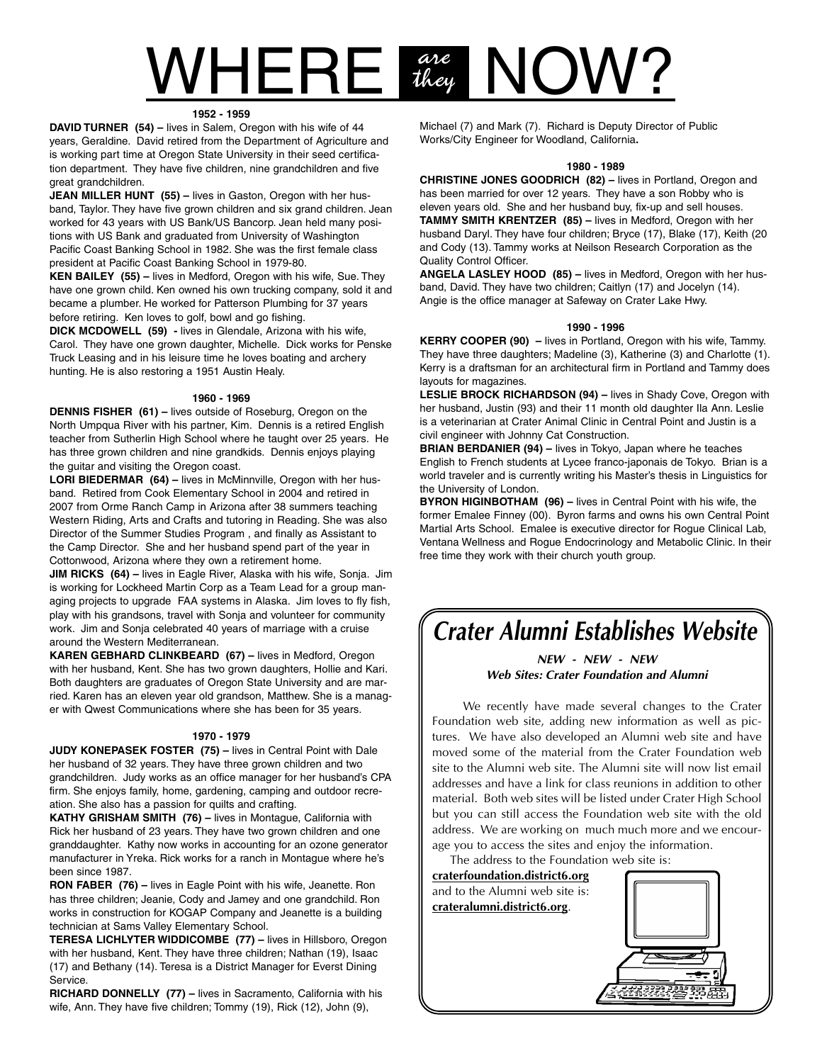# WHERE *are they* NOW?

### 1952 - 1959

**DAVID TURNER (54) –** lives in Salem, Oregon with his wife of 44 years, Geraldine. David retired from the Department of Agriculture and is working part time at Oregon State University in their seed certification department. They have five children, nine grandchildren and five great grandchildren.

**JEAN MILLER HUNT (55) –** lives in Gaston, Oregon with her husband, Taylor. They have five grown children and six grand children. Jean worked for 43 years with US Bank/US Bancorp. Jean held many positions with US Bank and graduated from University of Washington Pacific Coast Banking School in 1982. She was the first female class president at Pacific Coast Banking School in 1979-80.

**KEN BAILEY (55) –** lives in Medford, Oregon with his wife, Sue. They have one grown child. Ken owned his own trucking company, sold it and became a plumber. He worked for Patterson Plumbing for 37 years before retiring. Ken loves to golf, bowl and go fishing.

**DICK MCDOWELL (59) -** lives in Glendale, Arizona with his wife, Carol. They have one grown daughter, Michelle. Dick works for Penske Truck Leasing and in his leisure time he loves boating and archery hunting. He is also restoring a 1951 Austin Healy.

### 1960 - 1969

**DENNIS FISHER (61) –** lives outside of Roseburg, Oregon on the North Umpqua River with his partner, Kim. Dennis is a retired English teacher from Sutherlin High School where he taught over 25 years. He has three grown children and nine grandkids. Dennis enjoys playing the guitar and visiting the Oregon coast.

**LORI BIEDERMAR (64) –** lives in McMinnville, Oregon with her husband. Retired from Cook Elementary School in 2004 and retired in 2007 from Orme Ranch Camp in Arizona after 38 summers teaching Western Riding, Arts and Crafts and tutoring in Reading. She was also Director of the Summer Studies Program , and finally as Assistant to the Camp Director. She and her husband spend part of the year in Cottonwood, Arizona where they own a retirement home.

**JIM RICKS (64) –** lives in Eagle River, Alaska with his wife, Sonja. Jim is working for Lockheed Martin Corp as a Team Lead for a group managing projects to upgrade FAA systems in Alaska. Jim loves to fly fish, play with his grandsons, travel with Sonja and volunteer for community work. Jim and Sonja celebrated 40 years of marriage with a cruise around the Western Mediterranean.

**KAREN GEBHARD CLINKBEARD (67) –** lives in Medford, Oregon with her husband, Kent. She has two grown daughters, Hollie and Kari. Both daughters are graduates of Oregon State University and are married. Karen has an eleven year old grandson, Matthew. She is a manager with Qwest Communications where she has been for 35 years.

### 1970 - 1979

**JUDY KONEPASEK FOSTER (75) –** lives in Central Point with Dale her husband of 32 years. They have three grown children and two grandchildren. Judy works as an office manager for her husband's CPA firm. She enjoys family, home, gardening, camping and outdoor recreation. She also has a passion for quilts and crafting.

**KATHY GRISHAM SMITH (76) –** lives in Montague, California with Rick her husband of 23 years. They have two grown children and one granddaughter. Kathy now works in accounting for an ozone generator manufacturer in Yreka. Rick works for a ranch in Montague where he's been since 1987.

**RON FABER (76) –** lives in Eagle Point with his wife, Jeanette. Ron has three children; Jeanie, Cody and Jamey and one grandchild. Ron works in construction for KOGAP Company and Jeanette is a building technician at Sams Valley Elementary School.

**TERESA LICHLYTER WIDDICOMBE (77) –** lives in Hillsboro, Oregon with her husband, Kent. They have three children; Nathan (19), Isaac (17) and Bethany (14). Teresa is a District Manager for Everst Dining Service.

**RICHARD DONNELLY (77) –** lives in Sacramento, California with his wife, Ann. They have five children; Tommy (19), Rick (12), John (9), Michael (7) and Mark (7). Richard is Deputy Director of Public Works/City Engineer for Woodland, California**.**

### 1980 - 1989

**CHRISTINE JONES GOODRICH (82) –** lives in Portland, Oregon and has been married for over 12 years. They have a son Robby who is eleven years old. She and her husband buy, fix-up and sell houses.

**TAMMY SMITH KRENTZER (85) –** lives in Medford, Oregon with her husband Daryl. They have four children; Bryce (17), Blake (17), Keith (20 and Cody (13). Tammy works at Neilson Research Corporation as the Quality Control Officer.

**ANGELA LASLEY HOOD (85) –** lives in Medford, Oregon with her husband, David. They have two children; Caitlyn (17) and Jocelyn (14). Angie is the office manager at Safeway on Crater Lake Hwy.

### 1990 - 1996

**KERRY COOPER (90) –** lives in Portland, Oregon with his wife, Tammy. They have three daughters; Madeline (3), Katherine (3) and Charlotte (1). Kerry is a draftsman for an architectural firm in Portland and Tammy does layouts for magazines.

**LESLIE BROCK RICHARDSON (94) –** lives in Shady Cove, Oregon with her husband, Justin (93) and their 11 month old daughter Ila Ann. Leslie is a veterinarian at Crater Animal Clinic in Central Point and Justin is a civil engineer with Johnny Cat Construction.

**BRIAN BERDANIER (94) –** lives in Tokyo, Japan where he teaches English to French students at Lycee franco-japonais de Tokyo. Brian is a world traveler and is currently writing his Master's thesis in Linguistics for the University of London.

**BYRON HIGINBOTHAM (96) –** lives in Central Point with his wife, the former Emalee Finney (00). Byron farms and owns his own Central Point Martial Arts School. Emalee is executive director for Rogue Clinical Lab, Ventana Wellness and Rogue Endocrinology and Metabolic Clinic. In their free time they work with their church youth group.

## *Crater Alumni Establishes Website*

***NEW - NEW - NEW***
***Web Sites: Crater Foundation and Alumni***

We recently have made several changes to the Crater Foundation web site, adding new information as well as pictures. We have also developed an Alumni web site and have moved some of the material from the Crater Foundation web site to the Alumni web site. The Alumni site will now list email addresses and have a link for class reunions in addition to other material. Both web sites will be listed under Crater High School but you can still access the Foundation web site with the old address. We are working on much much more and we encourage you to access the sites and enjoy the information.

The address to the Foundation web site is:
**craterfoundation.district6.org**
and to the Alumni web site is:
**crateralumni.district6.org**.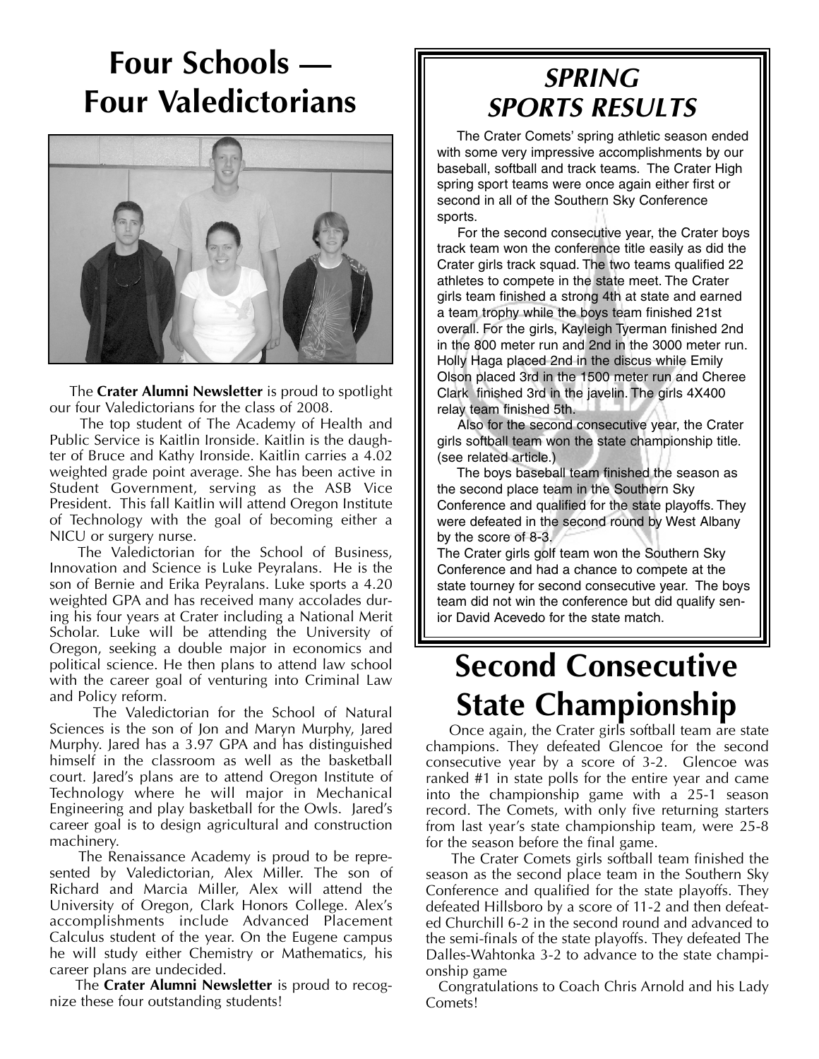# Four Schools — Four Valedictorians

The **Crater Alumni Newsletter** is proud to spotlight our four Valedictorians for the class of 2008.

The top student of The Academy of Health and Public Service is Kaitlin Ironside. Kaitlin is the daughter of Bruce and Kathy Ironside. Kaitlin carries a 4.02 weighted grade point average. She has been active in Student Government, serving as the ASB Vice President. This fall Kaitlin will attend Oregon Institute of Technology with the goal of becoming either a NICU or surgery nurse.

The Valedictorian for the School of Business, Innovation and Science is Luke Peyralans. He is the son of Bernie and Erika Peyralans. Luke sports a 4.20 weighted GPA and has received many accolades during his four years at Crater including a National Merit Scholar. Luke will be attending the University of Oregon, seeking a double major in economics and political science. He then plans to attend law school with the career goal of venturing into Criminal Law and Policy reform.

The Valedictorian for the School of Natural Sciences is the son of Jon and Maryn Murphy, Jared Murphy. Jared has a 3.97 GPA and has distinguished himself in the classroom as well as the basketball court. Jared's plans are to attend Oregon Institute of Technology where he will major in Mechanical Engineering and play basketball for the Owls. Jared's career goal is to design agricultural and construction machinery.

The Renaissance Academy is proud to be represented by Valedictorian, Alex Miller. The son of Richard and Marcia Miller, Alex will attend the University of Oregon, Clark Honors College. Alex's accomplishments include Advanced Placement Calculus student of the year. On the Eugene campus he will study either Chemistry or Mathematics, his career plans are undecided.

The **Crater Alumni Newsletter** is proud to recognize these four outstanding students!

## *SPRING SPORTS RESULTS*

The Crater Comets' spring athletic season ended with some very impressive accomplishments by our baseball, softball and track teams. The Crater High spring sport teams were once again either first or second in all of the Southern Sky Conference sports.

For the second consecutive year, the Crater boys track team won the conference title easily as did the Crater girls track squad. The two teams qualified 22 athletes to compete in the state meet. The Crater girls team finished a strong 4th at state and earned a team trophy while the boys team finished 21st overall. For the girls, Kayleigh Tyerman finished 2nd in the 800 meter run and 2nd in the 3000 meter run. Holly Haga placed 2nd in the discus while Emily Olson placed 3rd in the 1500 meter run and Cheree Clark finished 3rd in the javelin. The girls 4X400 relay team finished 5th.

Also for the second consecutive year, the Crater girls softball team won the state championship title. (see related article.)

The boys baseball team finished the season as the second place team in the Southern Sky Conference and qualified for the state playoffs. They were defeated in the second round by West Albany by the score of 8-3.

The Crater girls golf team won the Southern Sky Conference and had a chance to compete at the state tourney for second consecutive year. The boys team did not win the conference but did qualify senior David Acevedo for the state match.

# Second Consecutive State Championship

Once again, the Crater girls softball team are state champions. They defeated Glencoe for the second consecutive year by a score of 3-2. Glencoe was ranked #1 in state polls for the entire year and came into the championship game with a 25-1 season record. The Comets, with only five returning starters from last year's state championship team, were 25-8 for the season before the final game.

The Crater Comets girls softball team finished the season as the second place team in the Southern Sky Conference and qualified for the state playoffs. They defeated Hillsboro by a score of 11-2 and then defeated Churchill 6-2 in the second round and advanced to the semi-finals of the state playoffs. They defeated The Dalles-Wahtonka 3-2 to advance to the state championship game

Congratulations to Coach Chris Arnold and his Lady Comets!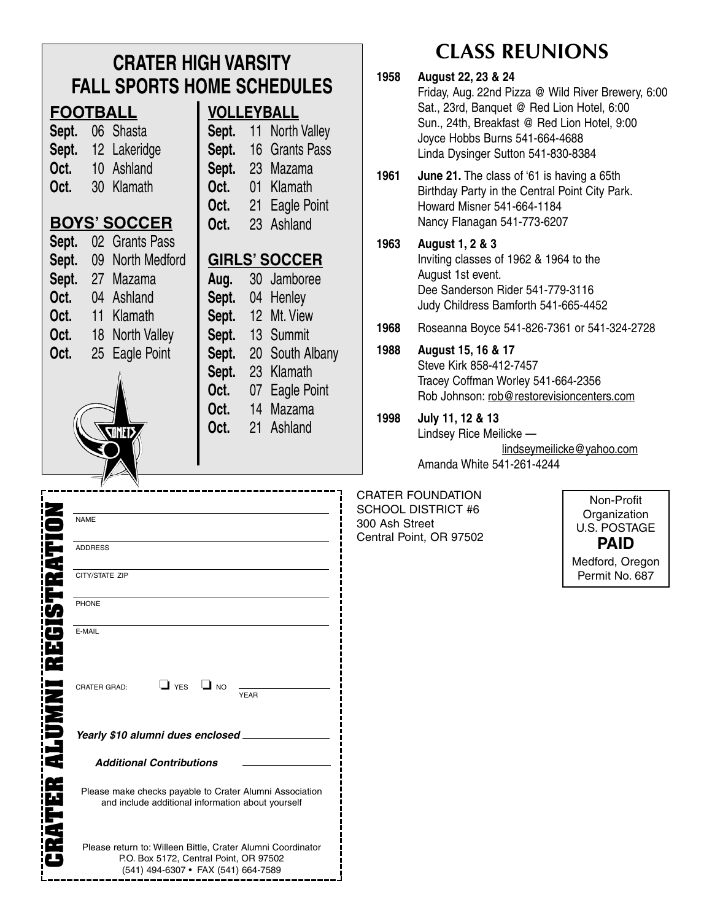# CRATER HIGH VARSITY FALL SPORTS HOME SCHEDULES

## FOOTBALL

**Sept.** 06 Shasta
**Sept.** 12 Lakeridge
**Oct.** 10 Ashland
**Oct.** 30 Klamath

## BOYS' SOCCER

**Sept.** 02 Grants Pass
**Sept.** 09 North Medford
**Sept.** 27 Mazama
**Oct.** 04 Ashland
**Oct.** 11 Klamath
**Oct.** 18 North Valley
**Oct.** 25 Eagle Point

## VOLLEYBALL

**Sept.** 11 North Valley
**Sept.** 16 Grants Pass
**Sept.** 23 Mazama
**Oct.** 01 Klamath
**Oct.** 21 Eagle Point
**Oct.** 23 Ashland

## GIRLS' SOCCER

**Aug.** 30 Jamboree
**Sept.** 04 Henley
**Sept.** 12 Mt. View
**Sept.** 13 Summit
**Sept.** 20 South Albany
**Sept.** 23 Klamath
**Oct.** 07 Eagle Point
**Oct.** 14 Mazama
**Oct.** 21 Ashland

COMETS

# CRATER ALUMNI REGISTRATION

NAME ______________________

ADDRESS ______________________

CITY/STATE ZIP ______________________

PHONE ______________________

E-MAIL ______________________

CRATER GRAD: ❑ YES ❑ NO ________ YEAR

***Yearly $10 alumni dues enclosed*** ________

***Additional Contributions*** ________

Please make checks payable to Crater Alumni Association and include additional information about yourself

Please return to: Willeen Bittle, Crater Alumni Coordinator
P.O. Box 5172, Central Point, OR 97502
(541) 494-6307 • FAX (541) 664-7589

# CLASS REUNIONS

**1958** **August 22, 23 & 24**
Friday, Aug. 22nd Pizza @ Wild River Brewery, 6:00
Sat., 23rd, Banquet @ Red Lion Hotel, 6:00
Sun., 24th, Breakfast @ Red Lion Hotel, 9:00
Joyce Hobbs Burns 541-664-4688
Linda Dysinger Sutton 541-830-8384

**1961** **June 21.** The class of '61 is having a 65th Birthday Party in the Central Point City Park.
Howard Misner 541-664-1184
Nancy Flanagan 541-773-6207

**1963** **August 1, 2 & 3**
Inviting classes of 1962 & 1964 to the August 1st event.
Dee Sanderson Rider 541-779-3116
Judy Childress Bamforth 541-665-4452

**1968** Roseanna Boyce 541-826-7361 or 541-324-2728

**1988** **August 15, 16 & 17**
Steve Kirk 858-412-7457
Tracey Coffman Worley 541-664-2356
Rob Johnson: rob@restorevisioncenters.com

**1998** **July 11, 12 & 13**
Lindsey Rice Meilicke — lindseymeilicke@yahoo.com
Amanda White 541-261-4244

CRATER FOUNDATION
SCHOOL DISTRICT #6
300 Ash Street
Central Point, OR 97502

Non-Profit Organization
U.S. POSTAGE
**PAID**
Medford, Oregon
Permit No. 687